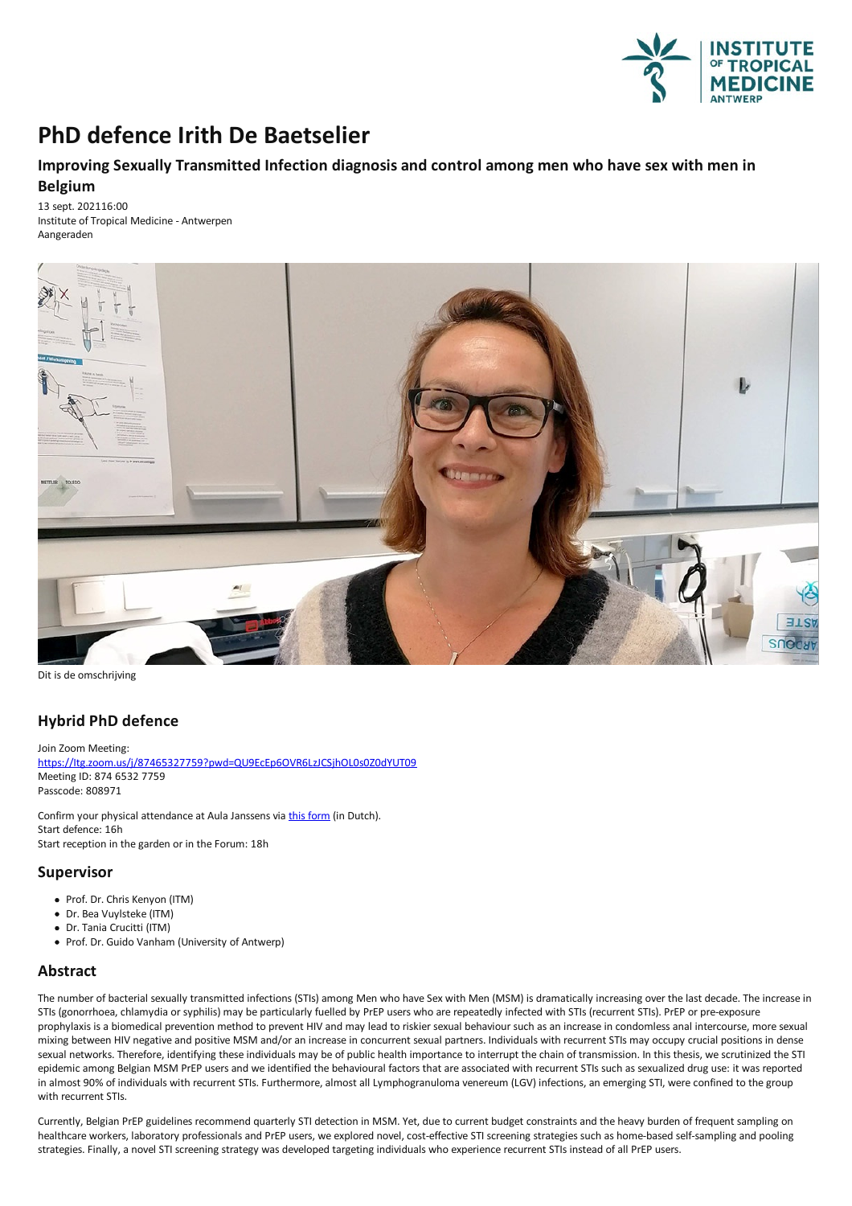# PhD defence Irith De Baetselier

## Improving Sexually Transmitted Infection diagnosis and control among men who have sex with men in Belgium

13 sept. 202116:00
Institute of Tropical Medicine - Antwerpen
Aangeraden

Dit is de omschrijving

## Hybrid PhD defence

Join Zoom Meeting:
https://itg.zoom.us/j/87465327759?pwd=QU9EcEp6OVR6LzJCSjhOL0s0Z0dYUT09
Meeting ID: 874 6532 7759
Passcode: 808971

Confirm your physical attendance at Aula Janssens via this form (in Dutch).
Start defence: 16h
Start reception in the garden or in the Forum: 18h

## Supervisor

- Prof. Dr. Chris Kenyon (ITM)
- Dr. Bea Vuylsteke (ITM)
- Dr. Tania Crucitti (ITM)
- Prof. Dr. Guido Vanham (University of Antwerp)

## Abstract

The number of bacterial sexually transmitted infections (STIs) among Men who have Sex with Men (MSM) is dramatically increasing over the last decade. The increase in STIs (gonorrhoea, chlamydia or syphilis) may be particularly fuelled by PrEP users who are repeatedly infected with STIs (recurrent STIs). PrEP or pre-exposure prophylaxis is a biomedical prevention method to prevent HIV and may lead to riskier sexual behaviour such as an increase in condomless anal intercourse, more sexual mixing between HIV negative and positive MSM and/or an increase in concurrent sexual partners. Individuals with recurrent STIs may occupy crucial positions in dense sexual networks. Therefore, identifying these individuals may be of public health importance to interrupt the chain of transmission. In this thesis, we scrutinized the STI epidemic among Belgian MSM PrEP users and we identified the behavioural factors that are associated with recurrent STIs such as sexualized drug use: it was reported in almost 90% of individuals with recurrent STIs. Furthermore, almost all Lymphogranuloma venereum (LGV) infections, an emerging STI, were confined to the group with recurrent STIs.

Currently, Belgian PrEP guidelines recommend quarterly STI detection in MSM. Yet, due to current budget constraints and the heavy burden of frequent sampling on healthcare workers, laboratory professionals and PrEP users, we explored novel, cost-effective STI screening strategies such as home-based self-sampling and pooling strategies. Finally, a novel STI screening strategy was developed targeting individuals who experience recurrent STIs instead of all PrEP users.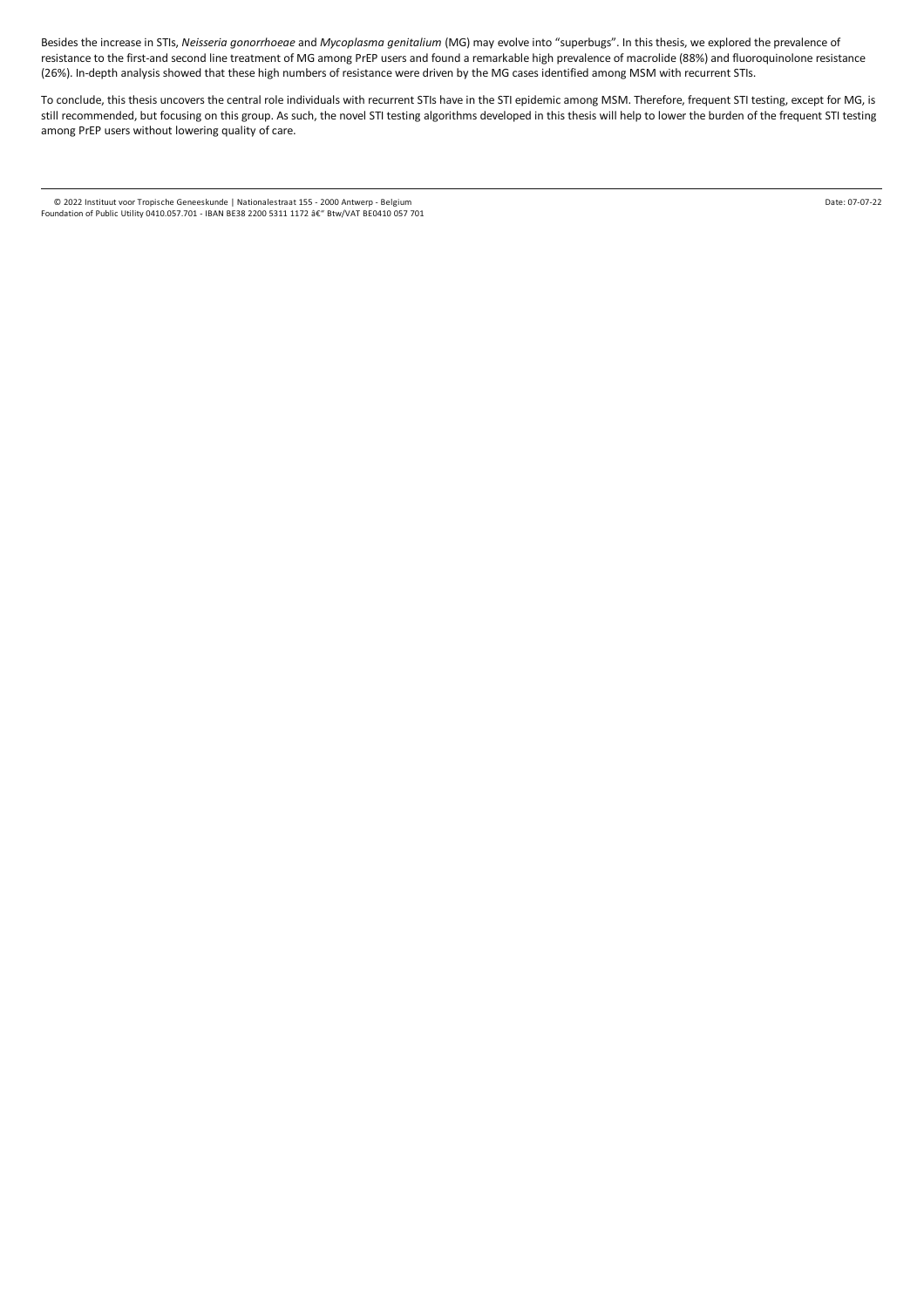Besides the increase in STIs, *Neisseria gonorrhoeae* and *Mycoplasma genitalium* (MG) may evolve into "superbugs". In this thesis, we explored the prevalence of resistance to the first-and second line treatment of MG among PrEP users and found a remarkable high prevalence of macrolide (88%) and fluoroquinolone resistance (26%). In-depth analysis showed that these high numbers of resistance were driven by the MG cases identified among MSM with recurrent STIs.

To conclude, this thesis uncovers the central role individuals with recurrent STIs have in the STI epidemic among MSM. Therefore, frequent STI testing, except for MG, is still recommended, but focusing on this group. As such, the novel STI testing algorithms developed in this thesis will help to lower the burden of the frequent STI testing among PrEP users without lowering quality of care.